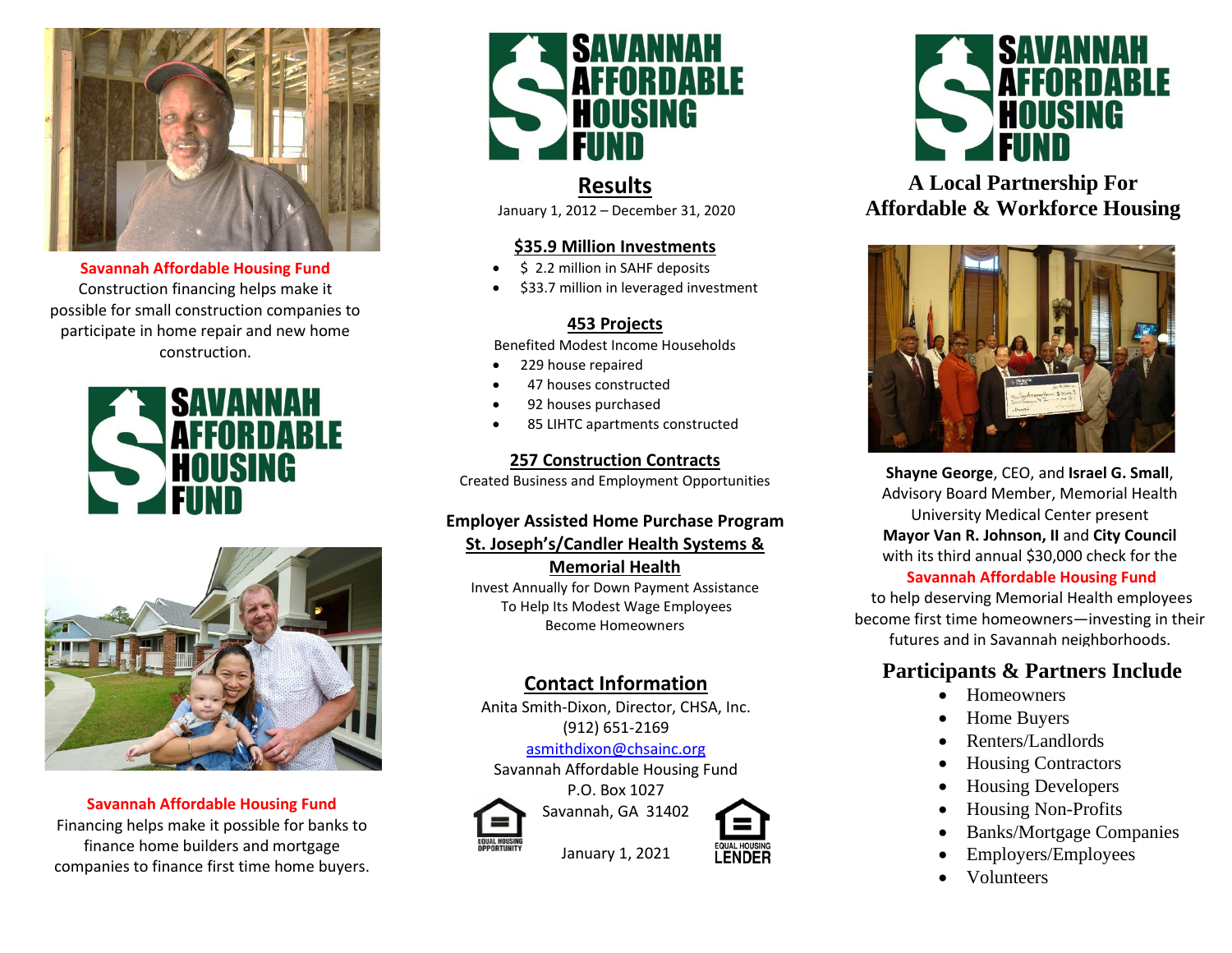**Savannah Affordable Housing Fund**
Construction financing helps make it possible for small construction companies to participate in home repair and new home construction.

SAVANNAH AFFORDABLE HOUSING FUND

**Savannah Affordable Housing Fund**
Financing helps make it possible for banks to finance home builders and mortgage companies to finance first time home buyers.

SAVANNAH AFFORDABLE HOUSING FUND

## Results

January 1, 2012 – December 31, 2020

### $35.9 Million Investments

- $ 2.2 million in SAHF deposits
- $33.7 million in leveraged investment

### 453 Projects

Benefited Modest Income Households

- 229 house repaired
- 47 houses constructed
- 92 houses purchased
- 85 LIHTC apartments constructed

### 257 Construction Contracts

Created Business and Employment Opportunities

### Employer Assisted Home Purchase Program

**St. Joseph's/Candler Health Systems & Memorial Health**

Invest Annually for Down Payment Assistance To Help Its Modest Wage Employees Become Homeowners

## Contact Information

Anita Smith-Dixon, Director, CHSA, Inc.
(912) 651-2169
asmithdixon@chsainc.org
Savannah Affordable Housing Fund
P.O. Box 1027
Savannah, GA 31402

EQUAL HOUSING OPPORTUNITY

EQUAL HOUSING LENDER

January 1, 2021

SAVANNAH AFFORDABLE HOUSING FUND

## A Local Partnership For Affordable & Workforce Housing

**Shayne George**, CEO, and **Israel G. Small**, Advisory Board Member, Memorial Health University Medical Center present **Mayor Van R. Johnson, II** and **City Council** with its third annual $30,000 check for the **Savannah Affordable Housing Fund** to help deserving Memorial Health employees become first time homeowners—investing in their futures and in Savannah neighborhoods.

## Participants & Partners Include

- Homeowners
- Home Buyers
- Renters/Landlords
- Housing Contractors
- Housing Developers
- Housing Non-Profits
- Banks/Mortgage Companies
- Employers/Employees
- Volunteers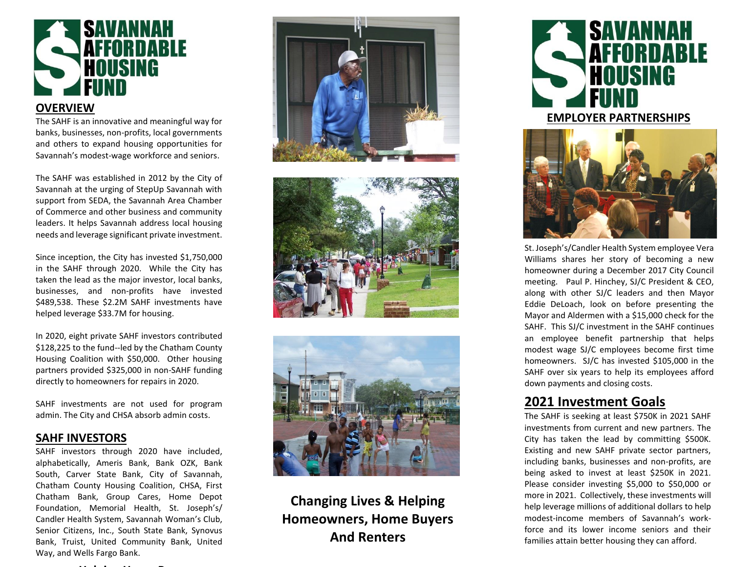# SAVANNAH AFFORDABLE HOUSING FUND

## OVERVIEW

The SAHF is an innovative and meaningful way for banks, businesses, non-profits, local governments and others to expand housing opportunities for Savannah's modest-wage workforce and seniors.

The SAHF was established in 2012 by the City of Savannah at the urging of StepUp Savannah with support from SEDA, the Savannah Area Chamber of Commerce and other business and community leaders. It helps Savannah address local housing needs and leverage significant private investment.

Since inception, the City has invested $1,750,000 in the SAHF through 2020. While the City has taken the lead as the major investor, local banks, businesses, and non-profits have invested $489,538. These $2.2M SAHF investments have helped leverage $33.7M for housing.

In 2020, eight private SAHF investors contributed $128,225 to the fund--led by the Chatham County Housing Coalition with $50,000. Other housing partners provided $325,000 in non-SAHF funding directly to homeowners for repairs in 2020.

SAHF investments are not used for program admin. The City and CHSA absorb admin costs.

## SAHF INVESTORS

SAHF investors through 2020 have included, alphabetically, Ameris Bank, Bank OZK, Bank South, Carver State Bank, City of Savannah, Chatham County Housing Coalition, CHSA, First Chatham Bank, Group Home Depot Foundation, Memorial Health, St. Joseph's/Candler Health System, Savannah Woman's Club, Senior Citizens, Inc., South State Bank, Synovus Bank, Truist, United Community Bank, United Way, and Wells Fargo Bank.

**Changing Lives & Helping Homeowners, Home Buyers And Renters**

# SAVANNAH AFFORDABLE HOUSING FUND

## EMPLOYER PARTNERSHIPS

St. Joseph's/Candler Health System employee Vera Williams shares her story of becoming a new homeowner during a December 2017 City Council meeting. Paul P. Hinchey, SJ/C President & CEO, along with other SJ/C leaders and then Mayor Eddie DeLoach, look on before presenting the Mayor and Aldermen with a $15,000 check for the SAHF. This SJ/C investment in the SAHF continues an employee benefit partnership that helps modest wage SJ/C employees become first time homeowners. SJ/C has invested $105,000 in the SAHF over six years to help its employees afford down payments and closing costs.

## 2021 Investment Goals

The SAHF is seeking at least $750K in 2021 SAHF investments from current and new partners. The City has taken the lead by committing $500K. Existing and new SAHF private sector partners, including banks, businesses and non-profits, are being asked to invest at least $250K in 2021. Please consider investing $5,000 to $50,000 or more in 2021. Collectively, these investments will help leverage millions of additional dollars to help modest-income members of Savannah's work-force and its lower income seniors and their families attain better housing they can afford.